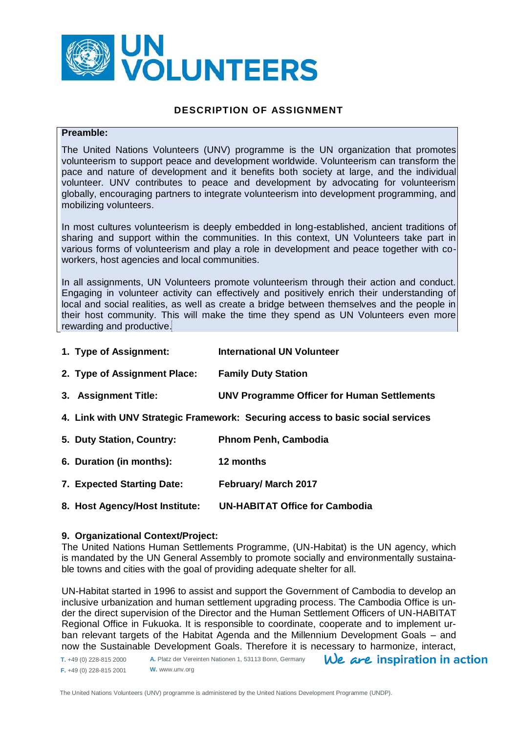# DESCRIPTION OF ASSIGNMENT

**Preamble:**

The United Nations Volunteers (UNV) programme is the UN organization that promotes volunteerism to support peace and development worldwide. Volunteerism can transform the pace and nature of development and it benefits both society at large, and the individual volunteer. UNV contributes to peace and development by advocating for volunteerism globally, encouraging partners to integrate volunteerism into development programming, and mobilizing volunteers.

In most cultures volunteerism is deeply embedded in long-established, ancient traditions of sharing and support within the communities. In this context, UN Volunteers take part in various forms of volunteerism and play a role in development and peace together with co-workers, host agencies and local communities.

In all assignments, UN Volunteers promote volunteerism through their action and conduct. Engaging in volunteer activity can effectively and positively enrich their understanding of local and social realities, as well as create a bridge between themselves and the people in their host community. This will make the time they spend as UN Volunteers even more rewarding and productive.

1. **Type of Assignment:** **International UN Volunteer**
2. **Type of Assignment Place:** **Family Duty Station**
3. **Assignment Title:** **UNV Programme Officer for Human Settlements**
4. **Link with UNV Strategic Framework: Securing access to basic social services**
5. **Duty Station, Country:** **Phnom Penh, Cambodia**
6. **Duration (in months):** **12 months**
7. **Expected Starting Date:** **February/ March 2017**
8. **Host Agency/Host Institute:** **UN-HABITAT Office for Cambodia**

**9. Organizational Context/Project:**

The United Nations Human Settlements Programme, (UN-Habitat) is the UN agency, which is mandated by the UN General Assembly to promote socially and environmentally sustainable towns and cities with the goal of providing adequate shelter for all.

UN-Habitat started in 1996 to assist and support the Government of Cambodia to develop an inclusive urbanization and human settlement upgrading process. The Cambodia Office is under the direct supervision of the Director and the Human Settlement Officers of UN-HABITAT Regional Office in Fukuoka. It is responsible to coordinate, cooperate and to implement urban relevant targets of the Habitat Agenda and the Millennium Development Goals – and now the Sustainable Development Goals. Therefore it is necessary to harmonize, interact,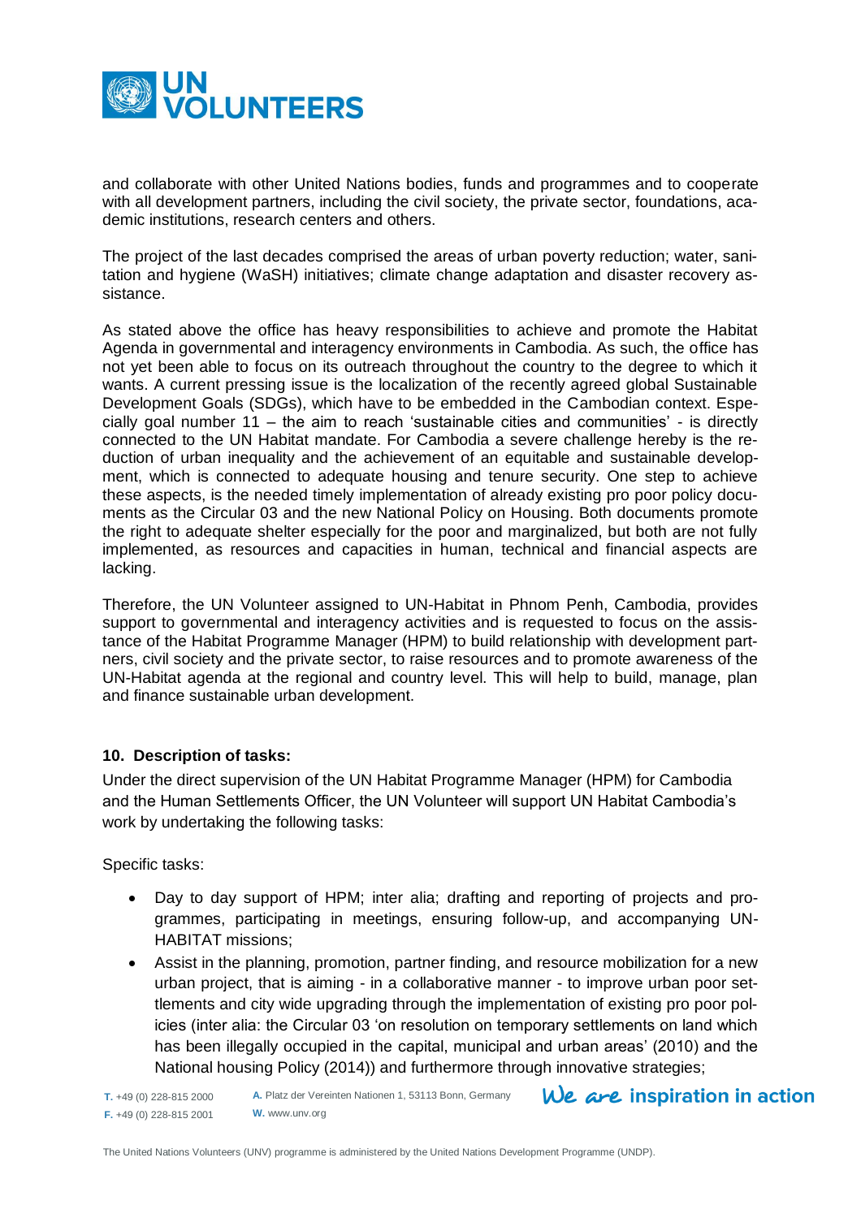and collaborate with other United Nations bodies, funds and programmes and to cooperate with all development partners, including the civil society, the private sector, foundations, academic institutions, research centers and others.

The project of the last decades comprised the areas of urban poverty reduction; water, sanitation and hygiene (WaSH) initiatives; climate change adaptation and disaster recovery assistance.

As stated above the office has heavy responsibilities to achieve and promote the Habitat Agenda in governmental and interagency environments in Cambodia. As such, the office has not yet been able to focus on its outreach throughout the country to the degree to which it wants. A current pressing issue is the localization of the recently agreed global Sustainable Development Goals (SDGs), which have to be embedded in the Cambodian context. Especially goal number 11 – the aim to reach 'sustainable cities and communities' - is directly connected to the UN Habitat mandate. For Cambodia a severe challenge hereby is the reduction of urban inequality and the achievement of an equitable and sustainable development, which is connected to adequate housing and tenure security. One step to achieve these aspects, is the needed timely implementation of already existing pro poor policy documents as the Circular 03 and the new National Policy on Housing. Both documents promote the right to adequate shelter especially for the poor and marginalized, but both are not fully implemented, as resources and capacities in human, technical and financial aspects are lacking.

Therefore, the UN Volunteer assigned to UN-Habitat in Phnom Penh, Cambodia, provides support to governmental and interagency activities and is requested to focus on the assistance of the Habitat Programme Manager (HPM) to build relationship with development partners, civil society and the private sector, to raise resources and to promote awareness of the UN-Habitat agenda at the regional and country level. This will help to build, manage, plan and finance sustainable urban development.

**10. Description of tasks:**

Under the direct supervision of the UN Habitat Programme Manager (HPM) for Cambodia and the Human Settlements Officer, the UN Volunteer will support UN Habitat Cambodia's work by undertaking the following tasks:

Specific tasks:

- Day to day support of HPM; inter alia; drafting and reporting of projects and programmes, participating in meetings, ensuring follow-up, and accompanying UN-HABITAT missions;
- Assist in the planning, promotion, partner finding, and resource mobilization for a new urban project, that is aiming - in a collaborative manner - to improve urban poor settlements and city wide upgrading through the implementation of existing pro poor policies (inter alia: the Circular 03 'on resolution on temporary settlements on land which has been illegally occupied in the capital, municipal and urban areas' (2010) and the National housing Policy (2014)) and furthermore through innovative strategies;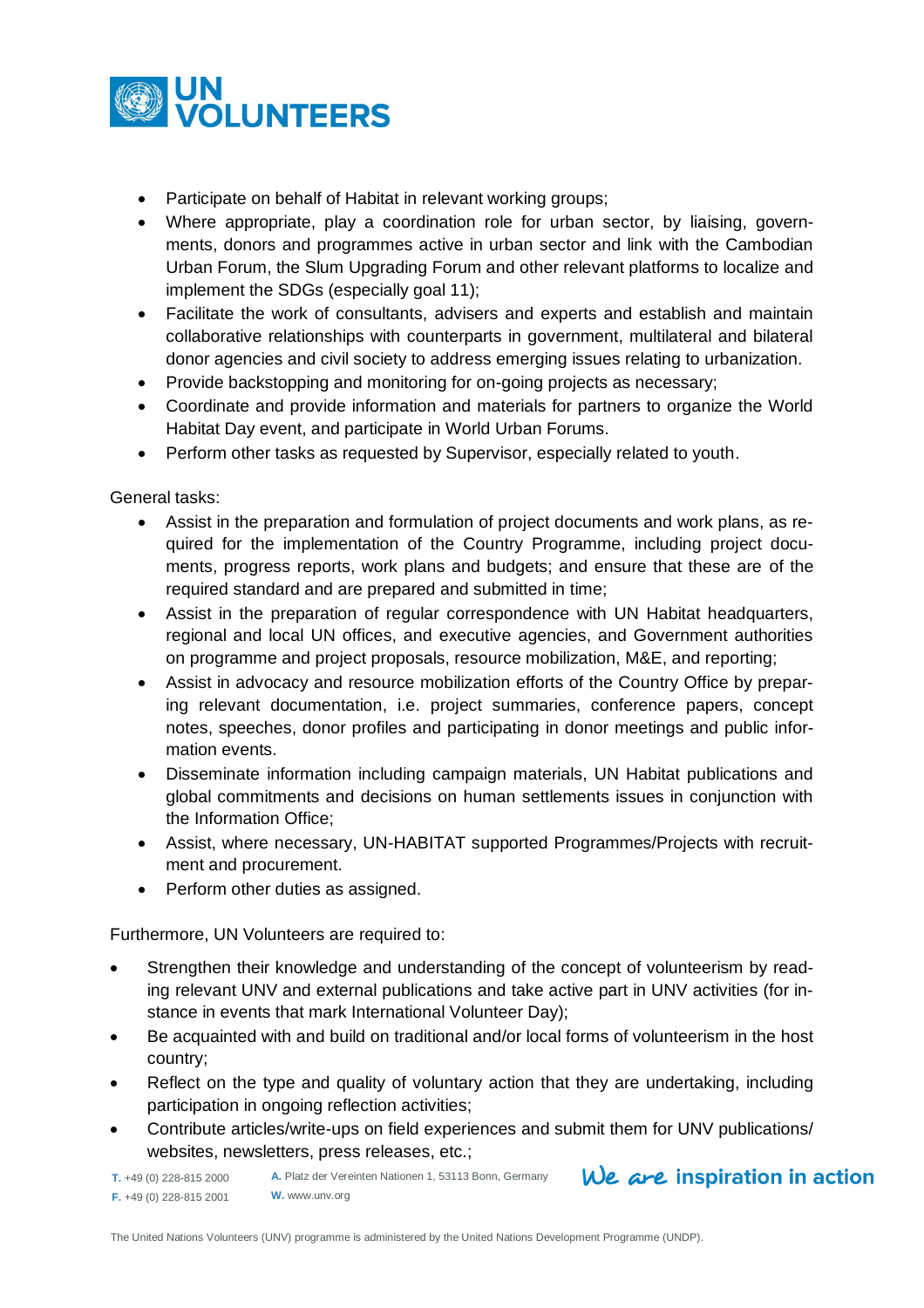- Participate on behalf of Habitat in relevant working groups;
- Where appropriate, play a coordination role for urban sector, by liaising, governments, donors and programmes active in urban sector and link with the Cambodian Urban Forum, the Slum Upgrading Forum and other relevant platforms to localize and implement the SDGs (especially goal 11);
- Facilitate the work of consultants, advisers and experts and establish and maintain collaborative relationships with counterparts in government, multilateral and bilateral donor agencies and civil society to address emerging issues relating to urbanization.
- Provide backstopping and monitoring for on-going projects as necessary;
- Coordinate and provide information and materials for partners to organize the World Habitat Day event, and participate in World Urban Forums.
- Perform other tasks as requested by Supervisor, especially related to youth.

General tasks:

- Assist in the preparation and formulation of project documents and work plans, as required for the implementation of the Country Programme, including project documents, progress reports, work plans and budgets; and ensure that these are of the required standard and are prepared and submitted in time;
- Assist in the preparation of regular correspondence with UN Habitat headquarters, regional and local UN offices, and executive agencies, and Government authorities on programme and project proposals, resource mobilization, M&E, and reporting;
- Assist in advocacy and resource mobilization efforts of the Country Office by preparing relevant documentation, i.e. project summaries, conference papers, concept notes, speeches, donor profiles and participating in donor meetings and public information events.
- Disseminate information including campaign materials, UN Habitat publications and global commitments and decisions on human settlements issues in conjunction with the Information Office;
- Assist, where necessary, UN-HABITAT supported Programmes/Projects with recruitment and procurement.
- Perform other duties as assigned.

Furthermore, UN Volunteers are required to:

- Strengthen their knowledge and understanding of the concept of volunteerism by reading relevant UNV and external publications and take active part in UNV activities (for instance in events that mark International Volunteer Day);
- Be acquainted with and build on traditional and/or local forms of volunteerism in the host country;
- Reflect on the type and quality of voluntary action that they are undertaking, including participation in ongoing reflection activities;
- Contribute articles/write-ups on field experiences and submit them for UNV publications/ websites, newsletters, press releases, etc.;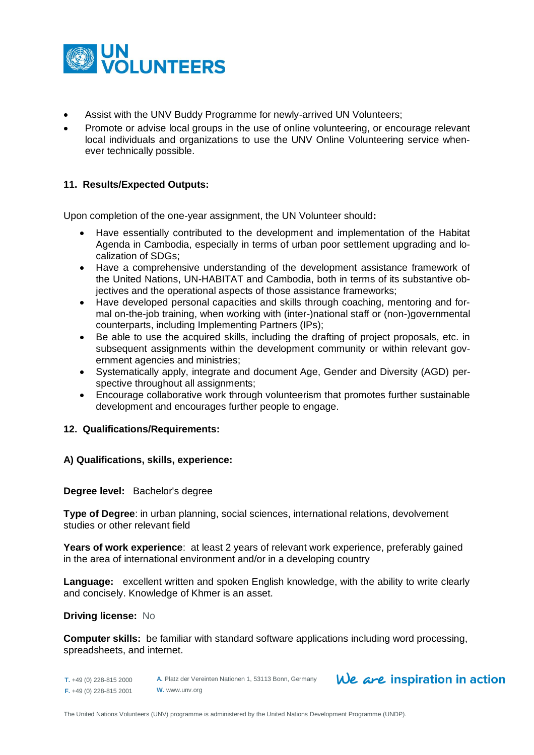- Assist with the UNV Buddy Programme for newly-arrived UN Volunteers;
- Promote or advise local groups in the use of online volunteering, or encourage relevant local individuals and organizations to use the UNV Online Volunteering service whenever technically possible.

### 11. Results/Expected Outputs:

Upon completion of the one-year assignment, the UN Volunteer should**:**

- Have essentially contributed to the development and implementation of the Habitat Agenda in Cambodia, especially in terms of urban poor settlement upgrading and localization of SDGs;
- Have a comprehensive understanding of the development assistance framework of the United Nations, UN-HABITAT and Cambodia, both in terms of its substantive objectives and the operational aspects of those assistance frameworks;
- Have developed personal capacities and skills through coaching, mentoring and formal on-the-job training, when working with (inter-)national staff or (non-)governmental counterparts, including Implementing Partners (IPs);
- Be able to use the acquired skills, including the drafting of project proposals, etc. in subsequent assignments within the development community or within relevant government agencies and ministries;
- Systematically apply, integrate and document Age, Gender and Diversity (AGD) perspective throughout all assignments;
- Encourage collaborative work through volunteerism that promotes further sustainable development and encourages further people to engage.

### 12. Qualifications/Requirements:

#### A) Qualifications, skills, experience:

**Degree level:** Bachelor's degree

**Type of Degree**: in urban planning, social sciences, international relations, devolvement studies or other relevant field

**Years of work experience**: at least 2 years of relevant work experience, preferably gained in the area of international environment and/or in a developing country

**Language:** excellent written and spoken English knowledge, with the ability to write clearly and concisely. Knowledge of Khmer is an asset.

**Driving license:** No

**Computer skills:** be familiar with standard software applications including word processing, spreadsheets, and internet.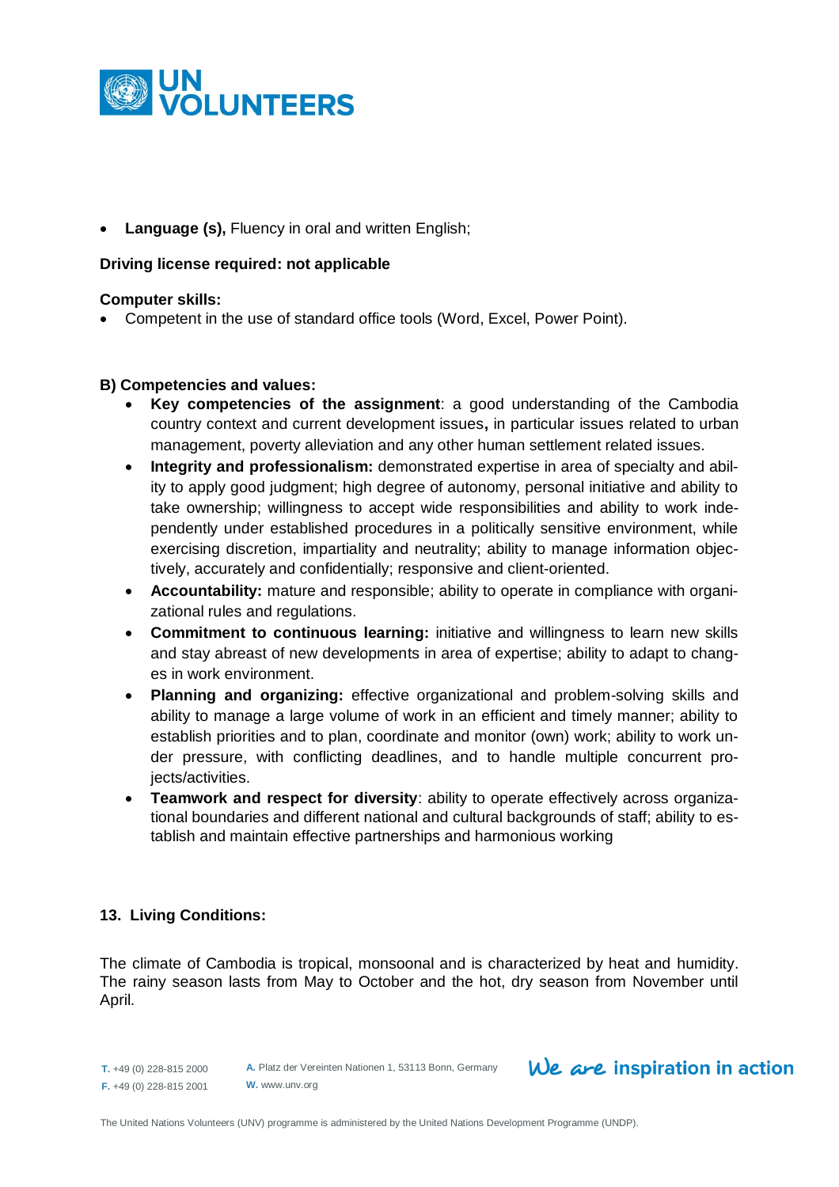- **Language (s),** Fluency in oral and written English;

**Driving license required: not applicable**

**Computer skills:**

- Competent in the use of standard office tools (Word, Excel, Power Point).

**B) Competencies and values:**

- **Key competencies of the assignment**: a good understanding of the Cambodia country context and current development issues**,** in particular issues related to urban management, poverty alleviation and any other human settlement related issues.
- **Integrity and professionalism:** demonstrated expertise in area of specialty and ability to apply good judgment; high degree of autonomy, personal initiative and ability to take ownership; willingness to accept wide responsibilities and ability to work independently under established procedures in a politically sensitive environment, while exercising discretion, impartiality and neutrality; ability to manage information objectively, accurately and confidentially; responsive and client-oriented.
- **Accountability:** mature and responsible; ability to operate in compliance with organizational rules and regulations.
- **Commitment to continuous learning:** initiative and willingness to learn new skills and stay abreast of new developments in area of expertise; ability to adapt to changes in work environment.
- **Planning and organizing:** effective organizational and problem-solving skills and ability to manage a large volume of work in an efficient and timely manner; ability to establish priorities and to plan, coordinate and monitor (own) work; ability to work under pressure, with conflicting deadlines, and to handle multiple concurrent projects/activities.
- **Teamwork and respect for diversity**: ability to operate effectively across organizational boundaries and different national and cultural backgrounds of staff; ability to establish and maintain effective partnerships and harmonious working

**13. Living Conditions:**

The climate of Cambodia is tropical, monsoonal and is characterized by heat and humidity. The rainy season lasts from May to October and the hot, dry season from November until April.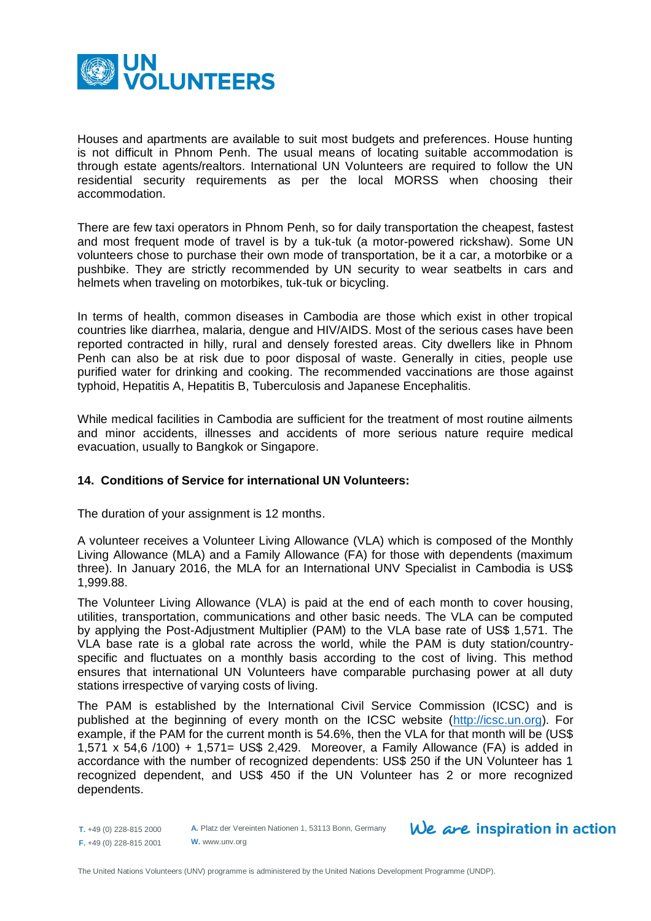Houses and apartments are available to suit most budgets and preferences. House hunting is not difficult in Phnom Penh. The usual means of locating suitable accommodation is through estate agents/realtors. International UN Volunteers are required to follow the UN residential security requirements as per the local MORSS when choosing their accommodation.

There are few taxi operators in Phnom Penh, so for daily transportation the cheapest, fastest and most frequent mode of travel is by a tuk-tuk (a motor-powered rickshaw). Some UN volunteers chose to purchase their own mode of transportation, be it a car, a motorbike or a pushbike. They are strictly recommended by UN security to wear seatbelts in cars and helmets when traveling on motorbikes, tuk-tuk or bicycling.

In terms of health, common diseases in Cambodia are those which exist in other tropical countries like diarrhea, malaria, dengue and HIV/AIDS. Most of the serious cases have been reported contracted in hilly, rural and densely forested areas. City dwellers like in Phnom Penh can also be at risk due to poor disposal of waste. Generally in cities, people use purified water for drinking and cooking. The recommended vaccinations are those against typhoid, Hepatitis A, Hepatitis B, Tuberculosis and Japanese Encephalitis.

While medical facilities in Cambodia are sufficient for the treatment of most routine ailments and minor accidents, illnesses and accidents of more serious nature require medical evacuation, usually to Bangkok or Singapore.

**14. Conditions of Service for international UN Volunteers:**

The duration of your assignment is 12 months.

A volunteer receives a Volunteer Living Allowance (VLA) which is composed of the Monthly Living Allowance (MLA) and a Family Allowance (FA) for those with dependents (maximum three). In January 2016, the MLA for an International UNV Specialist in Cambodia is US$ 1,999.88.

The Volunteer Living Allowance (VLA) is paid at the end of each month to cover housing, utilities, transportation, communications and other basic needs. The VLA can be computed by applying the Post-Adjustment Multiplier (PAM) to the VLA base rate of US$ 1,571. The VLA base rate is a global rate across the world, while the PAM is duty station/country-specific and fluctuates on a monthly basis according to the cost of living. This method ensures that international UN Volunteers have comparable purchasing power at all duty stations irrespective of varying costs of living.

The PAM is established by the International Civil Service Commission (ICSC) and is published at the beginning of every month on the ICSC website (http://icsc.un.org). For example, if the PAM for the current month is 54.6%, then the VLA for that month will be (US$ 1,571 x 54,6 /100) + 1,571= US$ 2,429. Moreover, a Family Allowance (FA) is added in accordance with the number of recognized dependents: US$ 250 if the UN Volunteer has 1 recognized dependent, and US$ 450 if the UN Volunteer has 2 or more recognized dependents.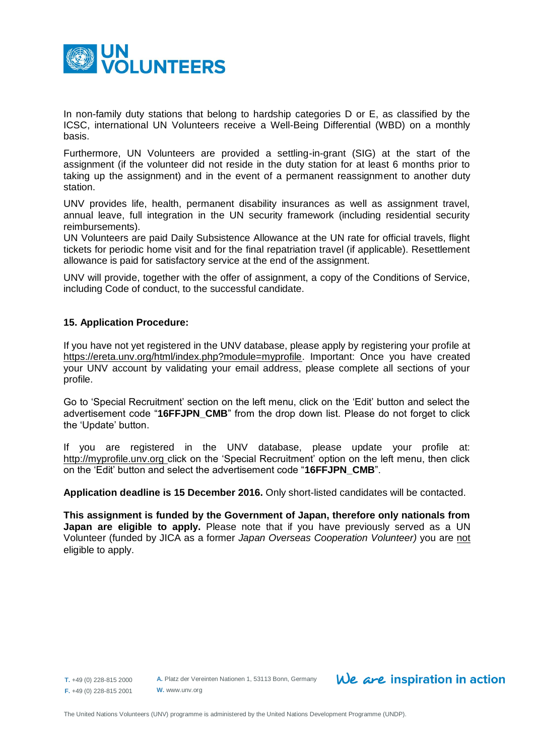In non-family duty stations that belong to hardship categories D or E, as classified by the ICSC, international UN Volunteers receive a Well-Being Differential (WBD) on a monthly basis.

Furthermore, UN Volunteers are provided a settling-in-grant (SIG) at the start of the assignment (if the volunteer did not reside in the duty station for at least 6 months prior to taking up the assignment) and in the event of a permanent reassignment to another duty station.

UNV provides life, health, permanent disability insurances as well as assignment travel, annual leave, full integration in the UN security framework (including residential security reimbursements).
UN Volunteers are paid Daily Subsistence Allowance at the UN rate for official travels, flight tickets for periodic home visit and for the final repatriation travel (if applicable). Resettlement allowance is paid for satisfactory service at the end of the assignment.

UNV will provide, together with the offer of assignment, a copy of the Conditions of Service, including Code of conduct, to the successful candidate.

**15. Application Procedure:**

If you have not yet registered in the UNV database, please apply by registering your profile at https://ereta.unv.org/html/index.php?module=myprofile. Important: Once you have created your UNV account by validating your email address, please complete all sections of your profile.

Go to 'Special Recruitment' section on the left menu, click on the 'Edit' button and select the advertisement code "**16FFJPN_CMB**" from the drop down list. Please do not forget to click the 'Update' button.

If you are registered in the UNV database, please update your profile at: http://myprofile.unv.org click on the 'Special Recruitment' option on the left menu, then click on the 'Edit' button and select the advertisement code "**16FFJPN_CMB**".

**Application deadline is 15 December 2016.** Only short-listed candidates will be contacted.

**This assignment is funded by the Government of Japan, therefore only nationals from Japan are eligible to apply.** Please note that if you have previously served as a UN Volunteer (funded by JICA as a former *Japan Overseas Cooperation Volunteer)* you are not eligible to apply.